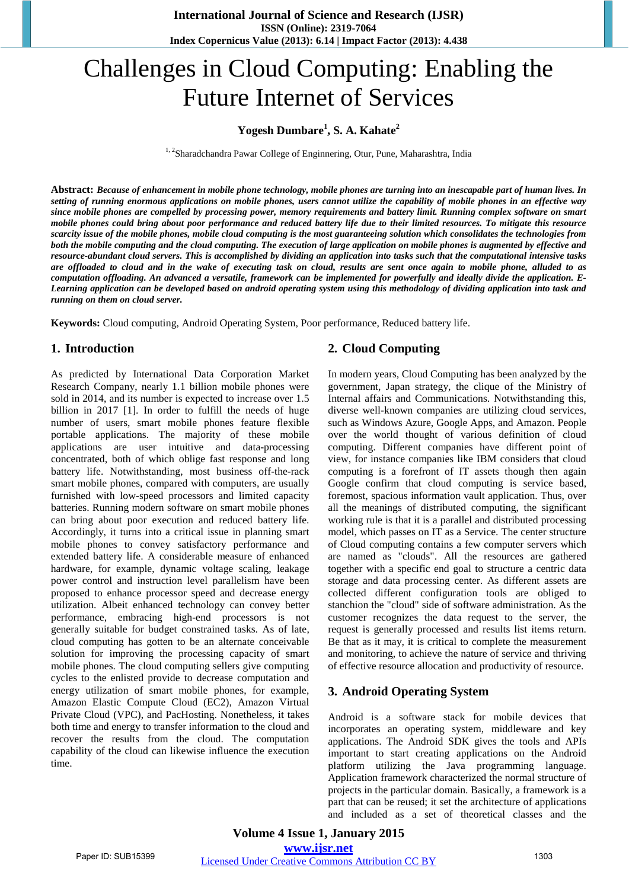# Challenges in Cloud Computing: Enabling the Future Internet of Services

**Yogesh Dumbare[1], S. A. Kahate[2]**

[1, 2]Sharadchandra Pawar College of Enginnering, Otur, Pune, Maharashtra, India

**Abstract:** ***Because of enhancement in mobile phone technology, mobile phones are turning into an inescapable part of human lives. In setting of running enormous applications on mobile phones, users cannot utilize the capability of mobile phones in an effective way since mobile phones are compelled by processing power, memory requirements and battery limit. Running complex software on smart mobile phones could bring about poor performance and reduced battery life due to their limited resources. To mitigate this resource scarcity issue of the mobile phones, mobile cloud computing is the most guaranteeing solution which consolidates the technologies from both the mobile computing and the cloud computing. The execution of large application on mobile phones is augmented by effective and resource-abundant cloud servers. This is accomplished by dividing an application into tasks such that the computational intensive tasks are offloaded to cloud and in the wake of executing task on cloud, results are sent once again to mobile phone, alluded to as computation offloading. An advanced a versatile, framework can be implemented for powerfully and ideally divide the application. E-Learning application can be developed based on android operating system using this methodology of dividing application into task and running on them on cloud server.***

**Keywords:** Cloud computing, Android Operating System, Poor performance, Reduced battery life.

## 1. Introduction

As predicted by International Data Corporation Market Research Company, nearly 1.1 billion mobile phones were sold in 2014, and its number is expected to increase over 1.5 billion in 2017 [1]. In order to fulfill the needs of huge number of users, smart mobile phones feature flexible portable applications. The majority of these mobile applications are user intuitive and data-processing concentrated, both of which oblige fast response and long battery life. Notwithstanding, most business off-the-rack smart mobile phones, compared with computers, are usually furnished with low-speed processors and limited capacity batteries. Running modern software on smart mobile phones can bring about poor execution and reduced battery life. Accordingly, it turns into a critical issue in planning smart mobile phones to convey satisfactory performance and extended battery life. A considerable measure of enhanced hardware, for example, dynamic voltage scaling, leakage power control and instruction level parallelism have been proposed to enhance processor speed and decrease energy utilization. Albeit enhanced technology can convey better performance, embracing high-end processors is not generally suitable for budget constrained tasks. As of late, cloud computing has gotten to be an alternate conceivable solution for improving the processing capacity of smart mobile phones. The cloud computing sellers give computing cycles to the enlisted provide to decrease computation and energy utilization of smart mobile phones, for example, Amazon Elastic Compute Cloud (EC2), Amazon Virtual Private Cloud (VPC), and PacHosting. Nonetheless, it takes both time and energy to transfer information to the cloud and recover the results from the cloud. The computation capability of the cloud can likewise influence the execution time.

## 2. Cloud Computing

In modern years, Cloud Computing has been analyzed by the government, Japan strategy, the clique of the Ministry of Internal affairs and Communications. Notwithstanding this, diverse well-known companies are utilizing cloud services, such as Windows Azure, Google Apps, and Amazon. People over the world thought of various definition of cloud computing. Different companies have different point of view, for instance companies like IBM considers that cloud computing is a forefront of IT assets though then again Google confirm that cloud computing is service based, foremost, spacious information vault application. Thus, over all the meanings of distributed computing, the significant working rule is that it is a parallel and distributed processing model, which passes on IT as a Service. The center structure of Cloud computing contains a few computer servers which are named as "clouds". All the resources are gathered together with a specific end goal to structure a centric data storage and data processing center. As different assets are collected different configuration tools are obliged to stanchion the "cloud" side of software administration. As the customer recognizes the data request to the server, the request is generally processed and results list items return. Be that as it may, it is critical to complete the measurement and monitoring, to achieve the nature of service and thriving of effective resource allocation and productivity of resource.

## 3. Android Operating System

Android is a software stack for mobile devices that incorporates an operating system, middleware and key applications. The Android SDK gives the tools and APIs important to start creating applications on the Android platform utilizing the Java programming language. Application framework characterized the normal structure of projects in the particular domain. Basically, a framework is a part that can be reused; it set the architecture of applications and included as a set of theoretical classes and the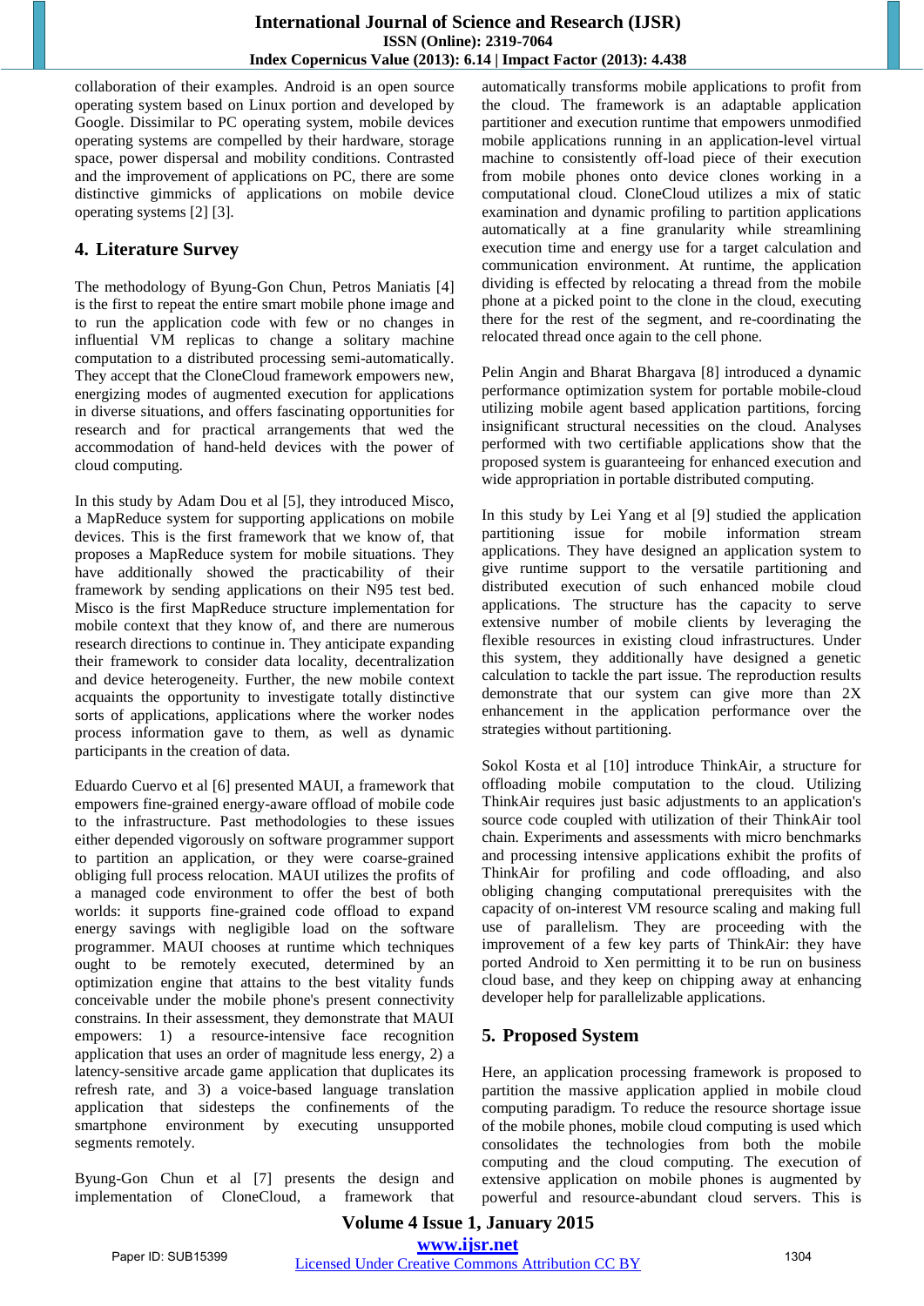collaboration of their examples. Android is an open source operating system based on Linux portion and developed by Google. Dissimilar to PC operating system, mobile devices operating systems are compelled by their hardware, storage space, power dispersal and mobility conditions. Contrasted and the improvement of applications on PC, there are some distinctive gimmicks of applications on mobile device operating systems [2] [3].

## 4. Literature Survey

The methodology of Byung-Gon Chun, Petros Maniatis [4] is the first to repeat the entire smart mobile phone image and to run the application code with few or no changes in influential VM replicas to change a solitary machine computation to a distributed processing semi-automatically. They accept that the CloneCloud framework empowers new, energizing modes of augmented execution for applications in diverse situations, and offers fascinating opportunities for research and for practical arrangements that wed the accommodation of hand-held devices with the power of cloud computing.

In this study by Adam Dou et al [5], they introduced Misco, a MapReduce system for supporting applications on mobile devices. This is the first framework that we know of, that proposes a MapReduce system for mobile situations. They have additionally showed the practicability of their framework by sending applications on their N95 test bed. Misco is the first MapReduce structure implementation for mobile context that they know of, and there are numerous research directions to continue in. They anticipate expanding their framework to consider data locality, decentralization and device heterogeneity. Further, the new mobile context acquaints the opportunity to investigate totally distinctive sorts of applications, applications where the worker nodes process information gave to them, as well as dynamic participants in the creation of data.

Eduardo Cuervo et al [6] presented MAUI, a framework that empowers fine-grained energy-aware offload of mobile code to the infrastructure. Past methodologies to these issues either depended vigorously on software programmer support to partition an application, or they were coarse-grained obliging full process relocation. MAUI utilizes the profits of a managed code environment to offer the best of both worlds: it supports fine-grained code offload to expand energy savings with negligible load on the software programmer. MAUI chooses at runtime which techniques ought to be remotely executed, determined by an optimization engine that attains to the best vitality funds conceivable under the mobile phone's present connectivity constrains. In their assessment, they demonstrate that MAUI empowers: 1) a resource-intensive face recognition application that uses an order of magnitude less energy, 2) a latency-sensitive arcade game application that duplicates its refresh rate, and 3) a voice-based language translation application that sidesteps the confinements of the smartphone environment by executing unsupported segments remotely.

Byung-Gon Chun et al [7] presents the design and implementation of CloneCloud, a framework that automatically transforms mobile applications to profit from the cloud. The framework is an adaptable application partitioner and execution runtime that empowers unmodified mobile applications running in an application-level virtual machine to consistently off-load piece of their execution from mobile phones onto device clones working in a computational cloud. CloneCloud utilizes a mix of static examination and dynamic profiling to partition applications automatically at a fine granularity while streamlining execution time and energy use for a target calculation and communication environment. At runtime, the application dividing is effected by relocating a thread from the mobile phone at a picked point to the clone in the cloud, executing there for the rest of the segment, and re-coordinating the relocated thread once again to the cell phone.

Pelin Angin and Bharat Bhargava [8] introduced a dynamic performance optimization system for portable mobile-cloud utilizing mobile agent based application partitions, forcing insignificant structural necessities on the cloud. Analyses performed with two certifiable applications show that the proposed system is guaranteeing for enhanced execution and wide appropriation in portable distributed computing.

In this study by Lei Yang et al [9] studied the application partitioning issue for mobile information stream applications. They have designed an application system to give runtime support to the versatile partitioning and distributed execution of such enhanced mobile cloud applications. The structure has the capacity to serve extensive number of mobile clients by leveraging the flexible resources in existing cloud infrastructures. Under this system, they additionally have designed a genetic calculation to tackle the part issue. The reproduction results demonstrate that our system can give more than 2X enhancement in the application performance over the strategies without partitioning.

Sokol Kosta et al [10] introduce ThinkAir, a structure for offloading mobile computation to the cloud. Utilizing ThinkAir requires just basic adjustments to an application's source code coupled with utilization of their ThinkAir tool chain. Experiments and assessments with micro benchmarks and processing intensive applications exhibit the profits of ThinkAir for profiling and code offloading, and also obliging changing computational prerequisites with the capacity of on-interest VM resource scaling and making full use of parallelism. They are proceeding with the improvement of a few key parts of ThinkAir: they have ported Android to Xen permitting it to be run on business cloud base, and they keep on chipping away at enhancing developer help for parallelizable applications.

## 5. Proposed System

Here, an application processing framework is proposed to partition the massive application applied in mobile cloud computing paradigm. To reduce the resource shortage issue of the mobile phones, mobile cloud computing is used which consolidates the technologies from both the mobile computing and the cloud computing. The execution of extensive application on mobile phones is augmented by powerful and resource-abundant cloud servers. This is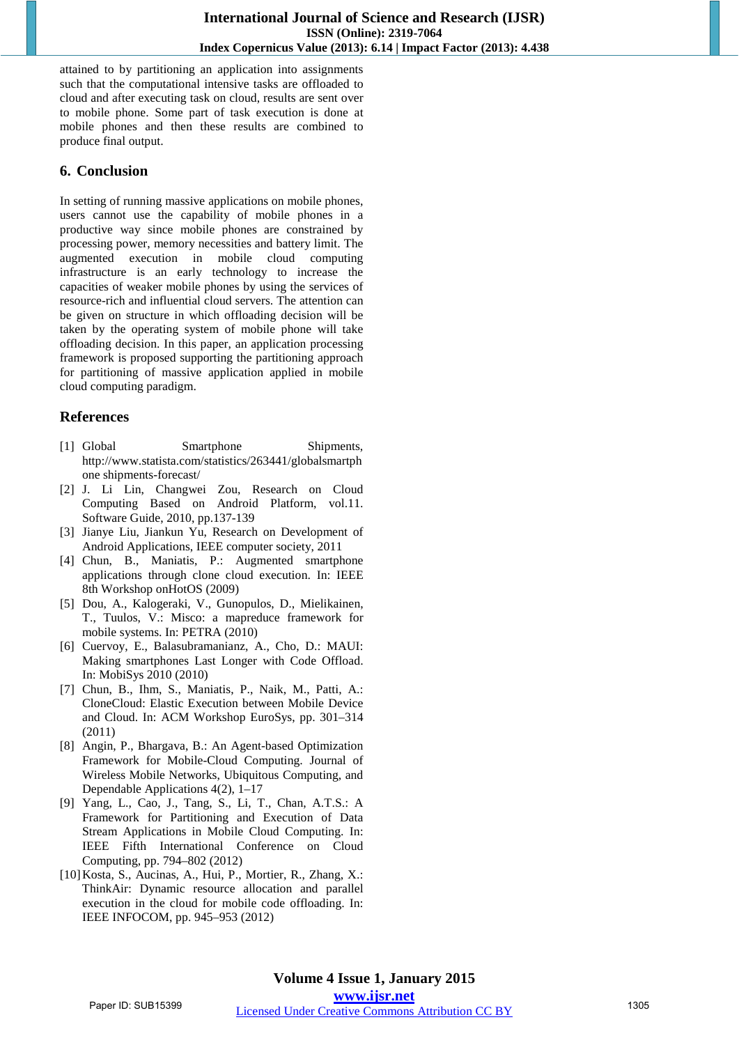attained to by partitioning an application into assignments such that the computational intensive tasks are offloaded to cloud and after executing task on cloud, results are sent over to mobile phone. Some part of task execution is done at mobile phones and then these results are combined to produce final output.

## 6. Conclusion

In setting of running massive applications on mobile phones, users cannot use the capability of mobile phones in a productive way since mobile phones are constrained by processing power, memory necessities and battery limit. The augmented execution in mobile cloud computing infrastructure is an early technology to increase the capacities of weaker mobile phones by using the services of resource-rich and influential cloud servers. The attention can be given on structure in which offloading decision will be taken by the operating system of mobile phone will take offloading decision. In this paper, an application processing framework is proposed supporting the partitioning approach for partitioning of massive application applied in mobile cloud computing paradigm.

## References

[1] Global Smartphone Shipments, http://www.statista.com/statistics/263441/globalsmartphone shipments-forecast/

[2] J. Li Lin, Changwei Zou, Research on Cloud Computing Based on Android Platform, vol.11. Software Guide, 2010, pp.137-139

[3] Jianye Liu, Jiankun Yu, Research on Development of Android Applications, IEEE computer society, 2011

[4] Chun, B., Maniatis, P.: Augmented smartphone applications through clone cloud execution. In: IEEE 8th Workshop onHotOS (2009)

[5] Dou, A., Kalogeraki, V., Gunopulos, D., Mielikainen, T., Tuulos, V.: Misco: a mapreduce framework for mobile systems. In: PETRA (2010)

[6] Cuervoy, E., Balasubramanianz, A., Cho, D.: MAUI: Making smartphones Last Longer with Code Offload. In: MobiSys 2010 (2010)

[7] Chun, B., Ihm, S., Maniatis, P., Naik, M., Patti, A.: CloneCloud: Elastic Execution between Mobile Device and Cloud. In: ACM Workshop EuroSys, pp. 301–314 (2011)

[8] Angin, P., Bhargava, B.: An Agent-based Optimization Framework for Mobile-Cloud Computing. Journal of Wireless Mobile Networks, Ubiquitous Computing, and Dependable Applications 4(2), 1–17

[9] Yang, L., Cao, J., Tang, S., Li, T., Chan, A.T.S.: A Framework for Partitioning and Execution of Data Stream Applications in Mobile Cloud Computing. In: IEEE Fifth International Conference on Cloud Computing, pp. 794–802 (2012)

[10] Kosta, S., Aucinas, A., Hui, P., Mortier, R., Zhang, X.: ThinkAir: Dynamic resource allocation and parallel execution in the cloud for mobile code offloading. In: IEEE INFOCOM, pp. 945–953 (2012)